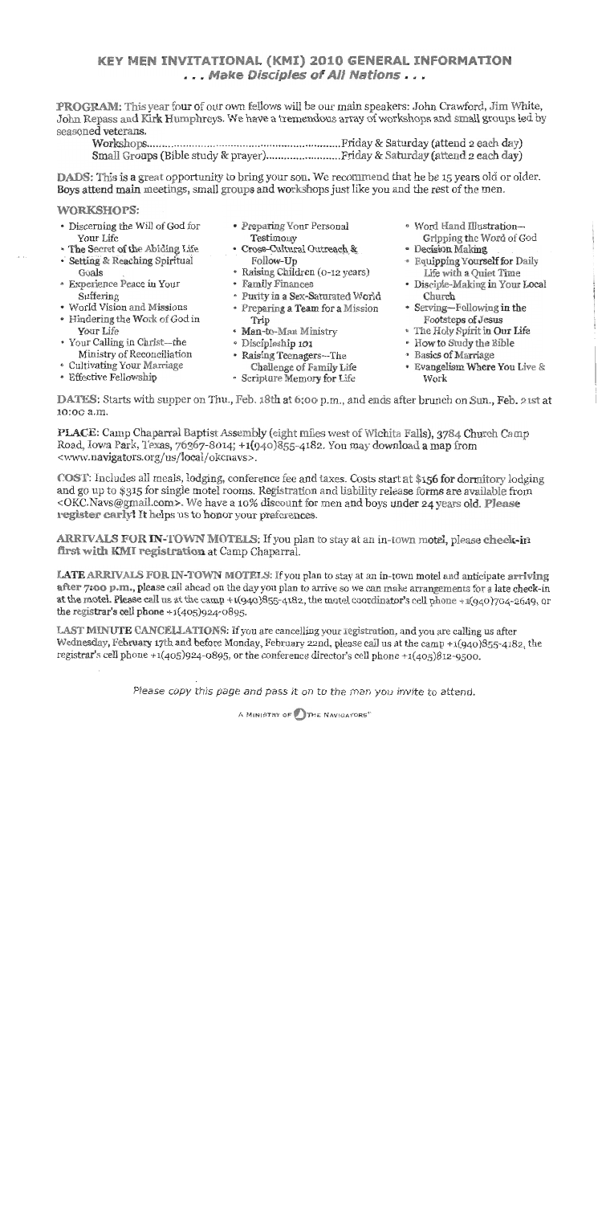# KEY MEN INVITATIONAL (KMI) 2010 GENERAL INFORMATION

### *. . . Make Disciples of All Nations . . .*

**PROGRAM:** This year four of our own fellows will be our main speakers: John Crawford, Jim White, John Repass and Kirk Humphreys. We have a tremendous array of workshops and small groups led by seasoned veterans.

Workshops.............................................................Friday & Saturday (attend 2 each day)
Small Groups (Bible study & prayer).........................Friday & Saturday (attend 2 each day)

**DADS:** This is a great opportunity to bring your son. We recommend that he be 15 years old or older. Boys attend main meetings, small groups and workshops just like you and the rest of the men.

**WORKSHOPS:**

- Discerning the Will of God for Your Life
- The Secret of the Abiding Life
- Setting & Reaching Spiritual Goals
- Experience Peace in Your Suffering
- World Vision and Missions
- Hindering the Work of God in Your Life
- Your Calling in Christ—the Ministry of Reconciliation
- Cultivating Your Marriage
- Effective Fellowship
- Preparing Your Personal Testimony
- Cross-Cultural Outreach & Follow-Up
- Raising Children (0-12 years)
- Family Finances
- Purity in a Sex-Saturated World
- Preparing a Team for a Mission Trip
- Man-to-Man Ministry
- Discipleship 101
- Raising Teenagers—The Challenge of Family Life
- Scripture Memory for Life
- Word Hand Illustration—Gripping the Word of God
- Decision Making
- Equipping Yourself for Daily Life with a Quiet Time
- Disciple-Making in Your Local Church
- Serving—Following in the Footsteps of Jesus
- The Holy Spirit in Our Life
- How to Study the Bible
- Basics of Marriage
- Evangelism Where You Live & Work

**DATES:** Starts with supper on Thu., Feb. 18th at 6:00 p.m., and ends after brunch on Sun., Feb. 21st at 10:00 a.m.

**PLACE:** Camp Chaparral Baptist Assembly (eight miles west of Wichita Falls), 3784 Church Camp Road, Iowa Park, Texas, 76367-8014; +1(940)855-4182. You may download a map from <www.navigators.org/us/local/okcnavs>.

**COST:** Includes all meals, lodging, conference fee and taxes. Costs start at $156 for dormitory lodging and go up to $315 for single motel rooms. Registration and liability release forms are available from <OKC.Navs@gmail.com>. We have a 10% discount for men and boys under 24 years old. **Please register early! It helps us to honor your preferences.**

**ARRIVALS FOR IN-TOWN MOTELS:** If you plan to stay at an in-town motel, please **check-in first with KMI registration** at Camp Chaparral.

**LATE ARRIVALS FOR IN-TOWN MOTELS:** If you plan to stay at an in-town motel and anticipate **arriving after 7:00 p.m.**, please call ahead on the day you plan to arrive so we can make arrangements for a late check-in at the motel. Please call us at the camp +1(940)855-4182, the motel coordinator's cell phone +1(940)704-2649, or the registrar's cell phone +1(405)924-0895.

**LAST MINUTE CANCELLATIONS:** If you are cancelling your registration, and you are calling us after Wednesday, February 17th and before Monday, February 22nd, please call us at the camp +1(940)855-4182, the registrar's cell phone +1(405)924-0895, or the conference director's cell phone +1(405)812-9500.

*Please copy this page and pass it on to the man you invite to attend.*

A MINISTRY OF THE NAVIGATORS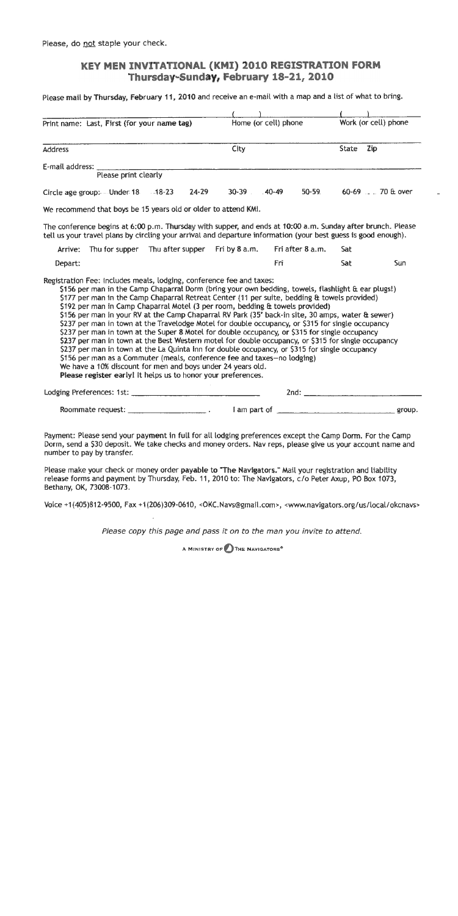Please, do not staple your check.

# KEY MEN INVITATIONAL (KMI) 2010 REGISTRATION FORM

## Thursday-Sunday, February 18-21, 2010

Please mail by Thursday, February 11, 2010 and receive an e-mail with a map and a list of what to bring.

| ______________________________ | ( ) ______________ | ( ) ______________ |
|---|---|---|
| Print name: Last, First (for your name tag) | Home (or cell) phone | Work (or cell) phone |

| ______________________________ | ______________ | ______________ |
|---|---|---|
| Address | City | State Zip |

E-mail address: ______________________________
Please print clearly

Circle age group: Under 18 18-23 24-29 30-39 40-49 50-59 60-69 70 & over

We recommend that boys be 15 years old or older to attend KMI.

The conference begins at 6:00 p.m. Thursday with supper, and ends at 10:00 a.m. Sunday after brunch. Please tell us your travel plans by circling your arrival and departure information (your best guess is good enough).

| | | | | | | |
|---|---|---|---|---|---|---|
| Arrive: | Thu for supper | Thu after supper | Fri by 8 a.m. | Fri after 8 a.m. | Sat | |
| Depart: | | | | Fri | Sat | Sun |

Registration Fee: Includes meals, lodging, conference fee and taxes:

- $156 per man in the Camp Chaparral Dorm (bring your own bedding, towels, flashlight & ear plugs!)
- $177 per man in the Camp Chaparral Retreat Center (11 per suite, bedding & towels provided)
- $192 per man in Camp Chaparral Motel (3 per room, bedding & towels provided)
- $156 per man in your RV at the Camp Chaparral RV Park (35' back-in site, 30 amps, water & sewer)
- $237 per man in town at the Travelodge Motel for double occupancy, or $315 for single occupancy
- $237 per man in town at the Super 8 Motel for double occupancy, or $315 for single occupancy
- $237 per man in town at the Best Western motel for double occupancy, or $315 for single occupancy
- $237 per man in town at the La Quinta Inn for double occupancy, or $315 for single occupancy
- $156 per man as a Commuter (meals, conference fee and taxes—no lodging)

We have a 10% discount for men and boys under 24 years old.
**Please register early! It helps us to honor your preferences.**

Lodging Preferences: 1st: ______________________ 2nd: ______________________

Roommate request: ______________ . I am part of ______________________ group.

Payment: Please send your payment in full for all lodging preferences except the Camp Dorm. For the Camp Dorm, send a $30 deposit. We take checks and money orders. Nav reps, please give us your account name and number to pay by transfer.

Please make your check or money order **payable to "The Navigators."** Mail your registration and liability release forms and payment by Thursday, Feb. 11, 2010 to: The Navigators, c/o Peter Axup, PO Box 1073, Bethany, OK, 73008-1073.

Voice +1(405)812-9500, Fax +1(206)309-0610, <OKC.Navs@gmail.com>, <www.navigators.org/us/local/okcnavs>

*Please copy this page and pass it on to the man you invite to attend.*

A MINISTRY OF THE NAVIGATORS®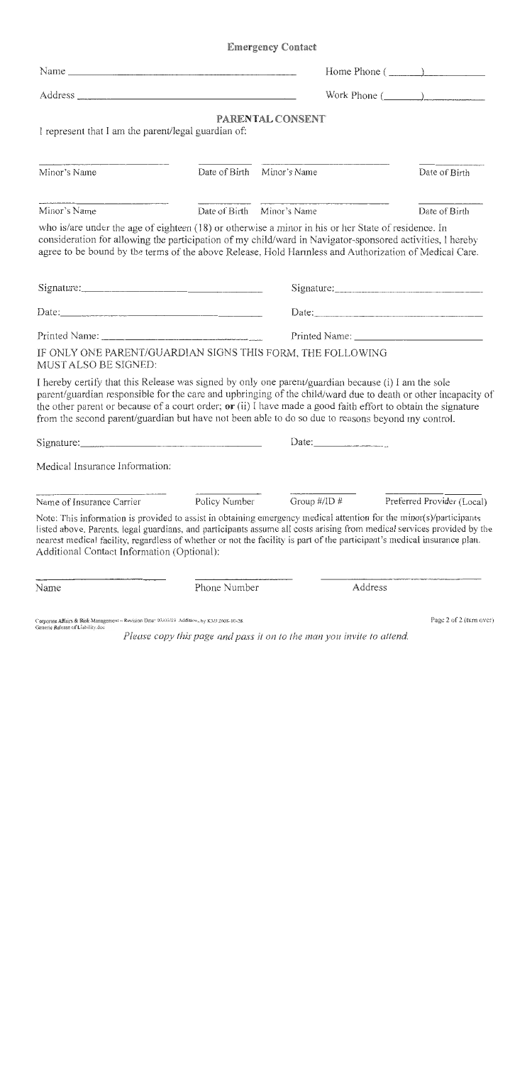## Emergency Contact

Name ______________________________ Home Phone (______)__________

Address ______________________________ Work Phone (______)__________

## PARENTAL CONSENT

I represent that I am the parent/legal guardian of:

| Minor's Name | Date of Birth | Minor's Name | Date of Birth |
|---|---|---|---|
| | | | |
| | | | |

who is/are under the age of eighteen (18) or otherwise a minor in his or her State of residence. In consideration for allowing the participation of my child/ward in Navigator-sponsored activities, I hereby agree to be bound by the terms of the above Release, Hold Harmless and Authorization of Medical Care.

Signature:______________________________ Signature:______________________________

Date:______________________________ Date:______________________________

Printed Name: ______________________________ Printed Name: ______________________________

IF ONLY ONE PARENT/GUARDIAN SIGNS THIS FORM, THE FOLLOWING MUST ALSO BE SIGNED:

I hereby certify that this Release was signed by only one parent/guardian because (i) I am the sole parent/guardian responsible for the care and upbringing of the child/ward due to death or other incapacity of the other parent or because of a court order; **or** (ii) I have made a good faith effort to obtain the signature from the second parent/guardian but have not been able to do so due to reasons beyond my control.

Signature:______________________________ Date:______________

Medical Insurance Information:

| Name of Insurance Carrier | Policy Number | Group #/ID # | Preferred Provider (Local) |
|---|---|---|---|
| | | | |

Note: This information is provided to assist in obtaining emergency medical attention for the minor(s)/participants listed above. Parents, legal guardians, and participants assume all costs arising from medical services provided by the nearest medical facility, regardless of whether or not the facility is part of the participant's medical insurance plan.

Additional Contact Information (Optional):

| Name | Phone Number | Address |
|---|---|---|
| | | |

Corporate Affairs & Risk Management – Revision Date 03/05/03 Additions by KMI 2008-10-28
Generic Release of Liability.doc

Page 2 of 2 (turn over)

*Please copy this page and pass it on to the man you invite to attend.*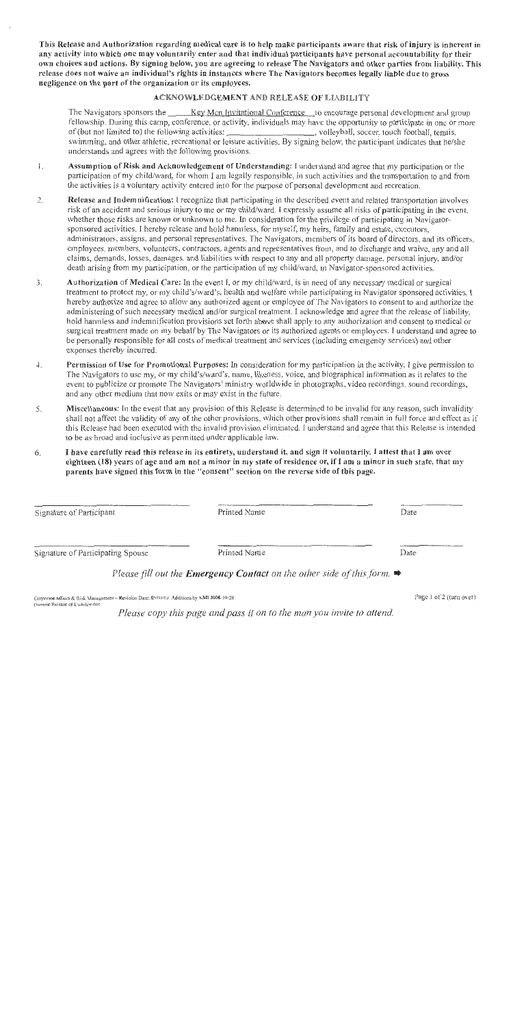**This Release and Authorization regarding medical care is to help make participants aware that risk of injury is inherent in any activity into which one may voluntarily enter and that individual participants have personal accountability for their own choices and actions. By signing below, you are agreeing to release The Navigators and other parties from liability. This release does not waive an individual's rights in instances where The Navigators becomes legally liable due to gross negligence on the part of the organization or its employees.**

## ACKNOWLEDGEMENT AND RELEASE OF LIABILITY

The Navigators sponsors the ____Key Men Invitational Conference____ to encourage personal development and group fellowship. During this camp, conference, or activity, individuals may have the opportunity to participate in one or more of (but not limited to) the following activities: ____________________, volleyball, soccer, touch football, tennis, swimming, and other athletic, recreational or leisure activities. By signing below, the participant indicates that he/she understands and agrees with the following provisions.

1. **Assumption of Risk and Acknowledgement of Understanding:** I understand and agree that my participation or the participation of my child/ward, for whom I am legally responsible, in such activities and the transportation to and from the activities is a voluntary activity entered into for the purpose of personal development and recreation.

2. **Release and Indemnification:** I recognize that participating in the described event and related transportation involves risk of an accident and serious injury to me or my child/ward. I expressly assume all risks of participating in the event, whether those risks are known or unknown to me. In consideration for the privilege of participating in Navigator-sponsored activities, I hereby release and hold harmless, for myself, my heirs, family and estate, executors, administrators, assigns, and personal representatives, The Navigators, members of its board of directors, and its officers, employees, members, volunteers, contractors, agents and representatives from, and to discharge and waive, any and all claims, demands, losses, damages, and liabilities with respect to any and all property damage, personal injury, and/or death arising from my participation, or the participation of my child/ward, in Navigator-sponsored activities.

3. **Authorization of Medical Care:** In the event I, or my child/ward, is in need of any necessary medical or surgical treatment to protect my, or my child's/ward's, health and welfare while participating in Navigator sponsored activities, I hereby authorize and agree to allow any authorized agent or employee of The Navigators to consent to and authorize the administering of such necessary medical and/or surgical treatment. I acknowledge and agree that the release of liability, hold harmless and indemnification provisions set forth above shall apply to any authorization and consent to medical or surgical treatment made on my behalf by The Navigators or its authorized agents or employees. I understand and agree to be personally responsible for all costs of medical treatment and services (including emergency services) and other expenses thereby incurred.

4. **Permission of Use for Promotional Purposes:** In consideration for my participation in the activity, I give permission to The Navigators to use my, or my child's/ward's, name, likeness, voice, and biographical information as it relates to the event to publicize or promote The Navigators' ministry worldwide in photographs, video recordings, sound recordings, and any other medium that now exits or may exist in the future.

5. **Miscellaneous:** In the event that any provision of this Release is determined to be invalid for any reason, such invalidity shall not affect the validity of any of the other provisions, which other provisions shall remain in full force and effect as if this Release had been executed with the invalid provision eliminated. I understand and agree that this Release is intended to be as broad and inclusive as permitted under applicable law.

6. **I have carefully read this release in its entirety, understand it, and sign it voluntarily. I attest that I am over eighteen (18) years of age and am not a minor in my state of residence or, if I am a minor in such state, that my parents have signed this form in the "consent" section on the reverse side of this page.**

| Signature of Participant | Printed Name | Date |
|---|---|---|
| Signature of Participating Spouse | Printed Name | Date |

*Please fill out the **Emergency Contact** on the other side of this form.* ➡

Corporate Affairs & Risk Management – Revision Date: 09/01/05. Additions by KMI 2008-10-28
Generic Release of Liability.doc

*Please copy this page and pass it on to the man you invite to attend.*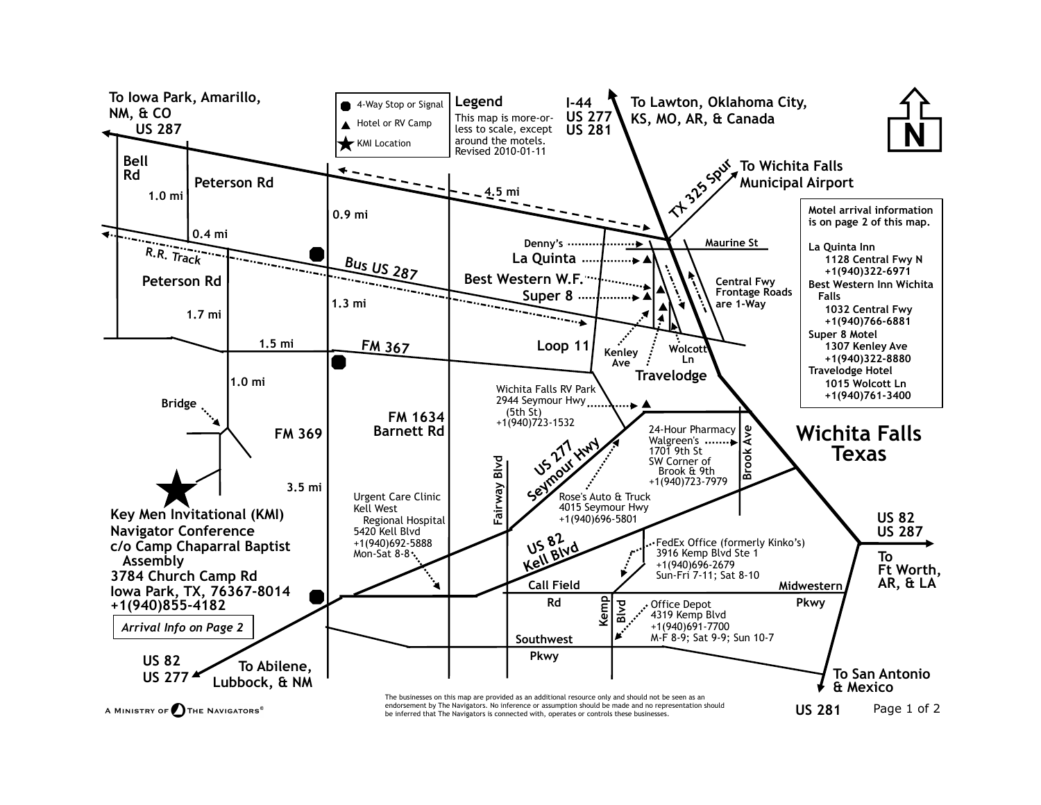# Wichita Falls Texas

**Legend**

- ● 4-Way Stop or Signal
- ▲ Hotel or RV Camp
- ★ KMI Location

This map is more-or-less to scale, except around the motels. Revised 2010-01-11

To Iowa Park, Amarillo, NM, & CO
US 287

I-44
US 277
US 281

To Lawton, Oklahoma City, KS, MO, AR, & Canada

TX 325 Spur

To Wichita Falls Municipal Airport

Bell Rd

Peterson Rd

1.0 mi

0.4 mi

0.9 mi

4.5 mi

R.R. Track

Bus US 287

Peterson Rd

1.7 mi

1.3 mi

1.5 mi

FM 367

Loop 11

1.0 mi

Bridge

FM 369

FM 1634
Barnett Rd

3.5 mi

Denny's

La Quinta

Best Western W.F.

Super 8

Kenley Ave

Wolcott Ln

Travelodge

Maurine St

Central Fwy Frontage Roads are 1-Way

**Motel arrival information is on page 2 of this map.**

**La Quinta Inn**
1128 Central Fwy N
+1(940)322-6971

**Best Western Inn Wichita Falls**
1032 Central Fwy
+1(940)766-6881

**Super 8 Motel**
1307 Kenley Ave
+1(940)322-8880

**Travelodge Hotel**
1015 Wolcott Ln
+1(940)761-3400

Wichita Falls RV Park
2944 Seymour Hwy (5th St)
+1(940)723-1532

24-Hour Pharmacy
Walgreen's
1701 9th St
SW Corner of Brook & 9th
+1(940)723-7979

Brook Ave

US 277 Seymour Hwy

Rose's Auto & Truck
4015 Seymour Hwy
+1(940)696-5801

Fairway Blvd

Urgent Care Clinic
Kell West Regional Hospital
5420 Kell Blvd
+1(940)692-5888
Mon-Sat 8-8

US 82 Kell Blvd

FedEx Office (formerly Kinko's)
3916 Kemp Blvd Ste 1
+1(940)696-2679
Sun-Fri 7-11; Sat 8-10

Call Field Rd

Midwestern Pkwy

Kemp Blvd

Office Depot
4319 Kemp Blvd
+1(940)691-7700
M-F 8-9; Sat 9-9; Sun 10-7

Southwest Pkwy

US 82
US 287

To Ft Worth, AR, & LA

To San Antonio & Mexico

US 281

**Key Men Invitational (KMI)**
**Navigator Conference**
**c/o Camp Chaparral Baptist Assembly**
**3784 Church Camp Rd**
**Iowa Park, TX, 76367-8014**
**+1(940)855-4182**

*Arrival Info on Page 2*

US 82
US 277

To Abilene, Lubbock, & NM

A Ministry of The Navigators®

The businesses on this map are provided as an additional resource only and should not be seen as an endorsement by The Navigators. No inference or assumption should be made and no representation should be inferred that The Navigators is connected with, operates or controls these businesses.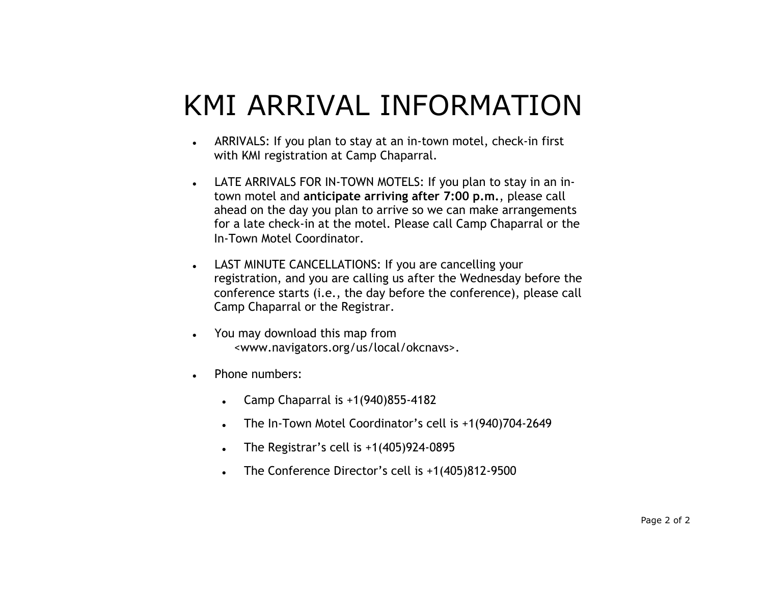# KMI ARRIVAL INFORMATION

- ARRIVALS: If you plan to stay at an in-town motel, check-in first with KMI registration at Camp Chaparral.
- LATE ARRIVALS FOR IN-TOWN MOTELS: If you plan to stay in an in-town motel and **anticipate arriving after 7:00 p.m.**, please call ahead on the day you plan to arrive so we can make arrangements for a late check-in at the motel. Please call Camp Chaparral or the In-Town Motel Coordinator.
- LAST MINUTE CANCELLATIONS: If you are cancelling your registration, and you are calling us after the Wednesday before the conference starts (i.e., the day before the conference), please call Camp Chaparral or the Registrar.
- You may download this map from <www.navigators.org/us/local/okcnavs>.
- Phone numbers:
  - Camp Chaparral is +1(940)855-4182
  - The In-Town Motel Coordinator's cell is +1(940)704-2649
  - The Registrar's cell is +1(405)924-0895
  - The Conference Director's cell is +1(405)812-9500